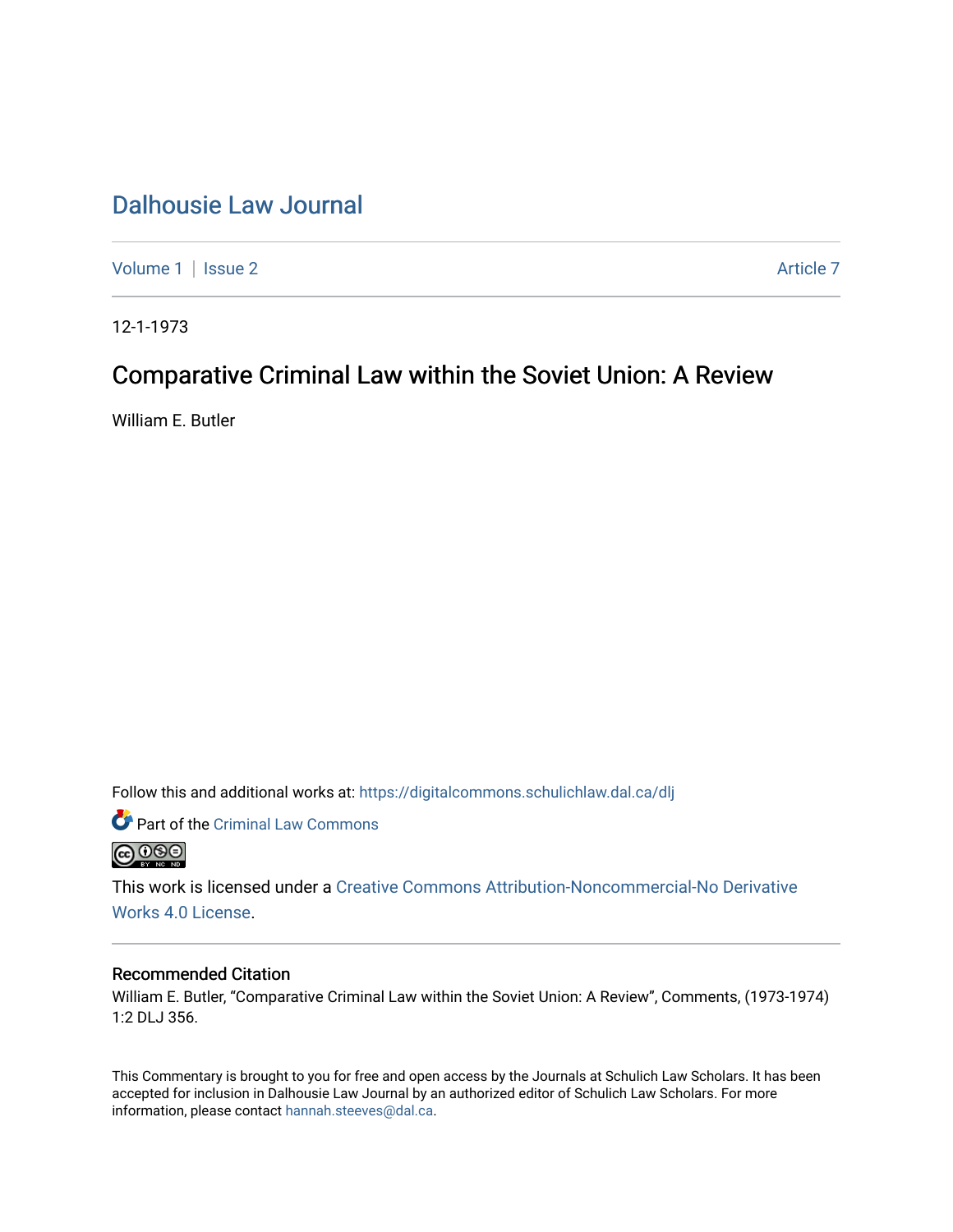# Dalhousie Law Journal

Volume 1 | Issue 2 Article 7

12-1-1973

## Comparative Criminal Law within the Soviet Union: A Review

William E. Butler

Follow this and additional works at: https://digitalcommons.schulichlaw.dal.ca/dlj

Part of the Criminal Law Commons

This work is licensed under a Creative Commons Attribution-Noncommercial-No Derivative Works 4.0 License.

### Recommended Citation

William E. Butler, "Comparative Criminal Law within the Soviet Union: A Review", Comments, (1973-1974) 1:2 DLJ 356.

This Commentary is brought to you for free and open access by the Journals at Schulich Law Scholars. It has been accepted for inclusion in Dalhousie Law Journal by an authorized editor of Schulich Law Scholars. For more information, please contact hannah.steeves@dal.ca.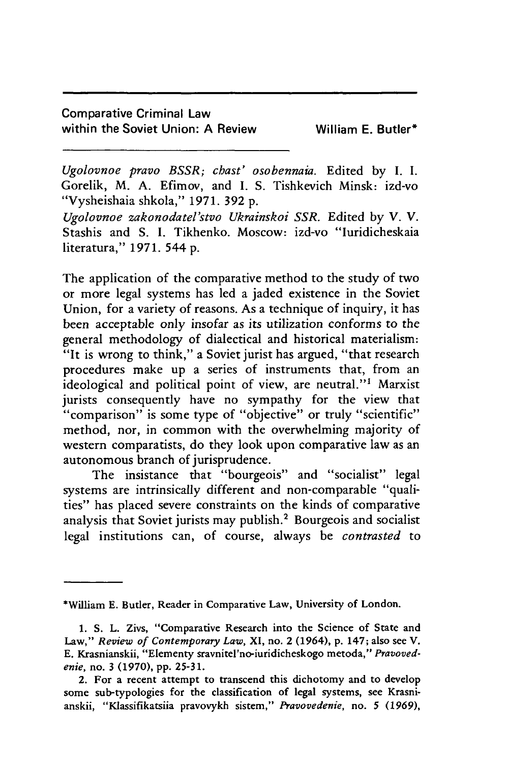## Comparative Criminal Law within the Soviet Union: A Review

**William E. Butler***

*Ugolovnoe pravo BSSR; chast' osobennaia.* Edited by I. I. Gorelik, M. A. Efimov, and I. S. Tishkevich Minsk: izd-vo "Vysheishaia shkola," 1971. 392 p.

*Ugolovnoe zakonodatel'stvo Ukrainskoi SSR.* Edited by V. V. Stashis and S. I. Tikhenko. Moscow: izd-vo "Iuridicheskaia literatura," 1971. 544 p.

The application of the comparative method to the study of two or more legal systems has led a jaded existence in the Soviet Union, for a variety of reasons. As a technique of inquiry, it has been acceptable only insofar as its utilization conforms to the general methodology of dialectical and historical materialism: "It is wrong to think," a Soviet jurist has argued, "that research procedures make up a series of instruments that, from an ideological and political point of view, are neutral."[1] Marxist jurists consequently have no sympathy for the view that "comparison" is some type of "objective" or truly "scientific" method, nor, in common with the overwhelming majority of western comparatists, do they look upon comparative law as an autonomous branch of jurisprudence.

The insistance that "bourgeois" and "socialist" legal systems are intrinsically different and non-comparable "qualities" has placed severe constraints on the kinds of comparative analysis that Soviet jurists may publish.[2] Bourgeois and socialist legal institutions can, of course, always be *contrasted* to

---

*William E. Butler, Reader in Comparative Law, University of London.

1. S. L. Zivs, "Comparative Research into the Science of State and Law," *Review of Contemporary Law*, XI, no. 2 (1964), p. 147; also see V. E. Krasnianskii, "Elementy sravnitel'no-iuridicheskogo metoda," *Pravovedenie*, no. 3 (1970), pp. 25-31.

2. For a recent attempt to transcend this dichotomy and to develop some sub-typologies for the classification of legal systems, see Krasnianskii, "Klassifikatsiia pravovykh sistem," *Pravovedenie*, no. 5 (1969),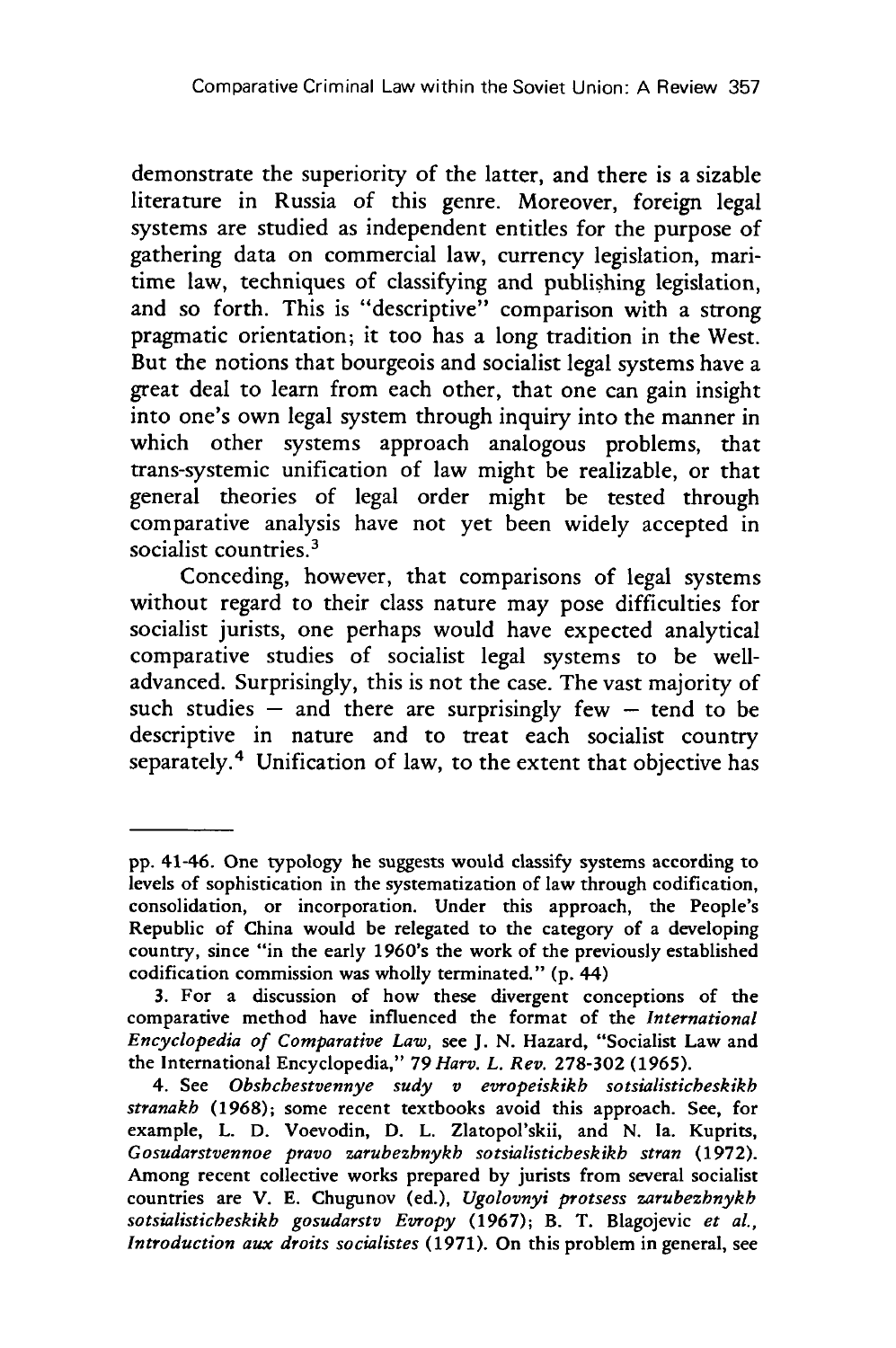demonstrate the superiority of the latter, and there is a sizable literature in Russia of this genre. Moreover, foreign legal systems are studied as independent entitles for the purpose of gathering data on commercial law, currency legislation, maritime law, techniques of classifying and publishing legislation, and so forth. This is "descriptive" comparison with a strong pragmatic orientation; it too has a long tradition in the West. But the notions that bourgeois and socialist legal systems have a great deal to learn from each other, that one can gain insight into one's own legal system through inquiry into the manner in which other systems approach analogous problems, that trans-systemic unification of law might be realizable, or that general theories of legal order might be tested through comparative analysis have not yet been widely accepted in socialist countries.[3]

Conceding, however, that comparisons of legal systems without regard to their class nature may pose difficulties for socialist jurists, one perhaps would have expected analytical comparative studies of socialist legal systems to be well-advanced. Surprisingly, this is not the case. The vast majority of such studies — and there are surprisingly few — tend to be descriptive in nature and to treat each socialist country separately.[4] Unification of law, to the extent that objective has

---

pp. 41-46. One typology he suggests would classify systems according to levels of sophistication in the systematization of law through codification, consolidation, or incorporation. Under this approach, the People's Republic of China would be relegated to the category of a developing country, since "in the early 1960's the work of the previously established codification commission was wholly terminated." (p. 44)

3. For a discussion of how these divergent conceptions of the comparative method have influenced the format of the *International Encyclopedia of Comparative Law*, see J. N. Hazard, "Socialist Law and the International Encyclopedia," 79 *Harv. L. Rev.* 278-302 (1965).

4. See *Obshchestvennye sudy v evropeiskikh sotsialisticheskikh stranakh* (1968); some recent textbooks avoid this approach. See, for example, L. D. Voevodin, D. L. Zlatopol'skii, and N. Ia. Kuprits, *Gosudarstvennoe pravo zarubezhnykh sotsialisticheskikh stran* (1972). Among recent collective works prepared by jurists from several socialist countries are V. E. Chugunov (ed.), *Ugolovnyi protsess zarubezhnykh sotsialisticheskikh gosudarstv Evropy* (1967); B. T. Blagojevic *et al.*, *Introduction aux droits socialistes* (1971). On this problem in general, see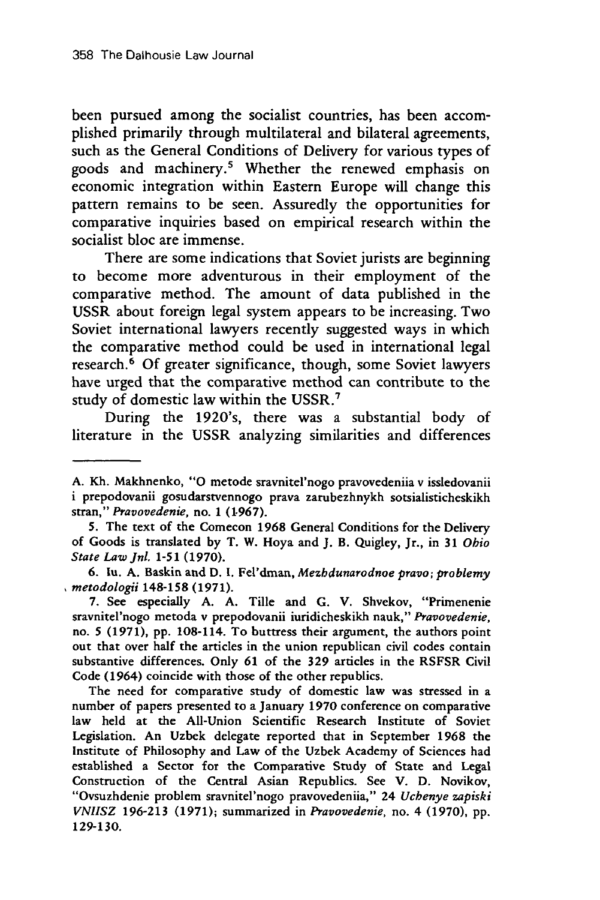been pursued among the socialist countries, has been accomplished primarily through multilateral and bilateral agreements, such as the General Conditions of Delivery for various types of goods and machinery.[5] Whether the renewed emphasis on economic integration within Eastern Europe will change this pattern remains to be seen. Assuredly the opportunities for comparative inquiries based on empirical research within the socialist bloc are immense.

There are some indications that Soviet jurists are beginning to become more adventurous in their employment of the comparative method. The amount of data published in the USSR about foreign legal system appears to be increasing. Two Soviet international lawyers recently suggested ways in which the comparative method could be used in international legal research.[6] Of greater significance, though, some Soviet lawyers have urged that the comparative method can contribute to the study of domestic law within the USSR.[7]

During the 1920's, there was a substantial body of literature in the USSR analyzing similarities and differences

---

A. Kh. Makhnenko, "O metode sravnitel'nogo pravovedeniia v issledovanii i prepodovanii gosudarstvennogo prava zarubezhnykh sotsialisticheskikh stran," *Pravovedenie*, no. 1 (1967).

5. The text of the Comecon 1968 General Conditions for the Delivery of Goods is translated by T. W. Hoya and J. B. Quigley, Jr., in 31 *Ohio State Law Jnl.* 1-51 (1970).

6. Iu. A. Baskin and D. I. Fel'dman, *Mezhdunarodnoe pravo; problemy metodologii* 148-158 (1971).

7. See especially A. A. Tille and G. V. Shvekov, "Primenenie sravnitel'nogo metoda v prepodovanii iuridicheskikh nauk," *Pravovedenie*, no. 5 (1971), pp. 108-114. To buttress their argument, the authors point out that over half the articles in the union republican civil codes contain substantive differences. Only 61 of the 329 articles in the RSFSR Civil Code (1964) coincide with those of the other republics.

The need for comparative study of domestic law was stressed in a number of papers presented to a January 1970 conference on comparative law held at the All-Union Scientific Research Institute of Soviet Legislation. An Uzbek delegate reported that in September 1968 the Institute of Philosophy and Law of the Uzbek Academy of Sciences had established a Sector for the Comparative Study of State and Legal Construction of the Central Asian Republics. See V. D. Novikov, "Ovsuzhdenie problem sravnitel'nogo pravovedeniia," 24 *Uchenye zapiski VNIISZ* 196-213 (1971); summarized in *Pravovedenie*, no. 4 (1970), pp. 129-130.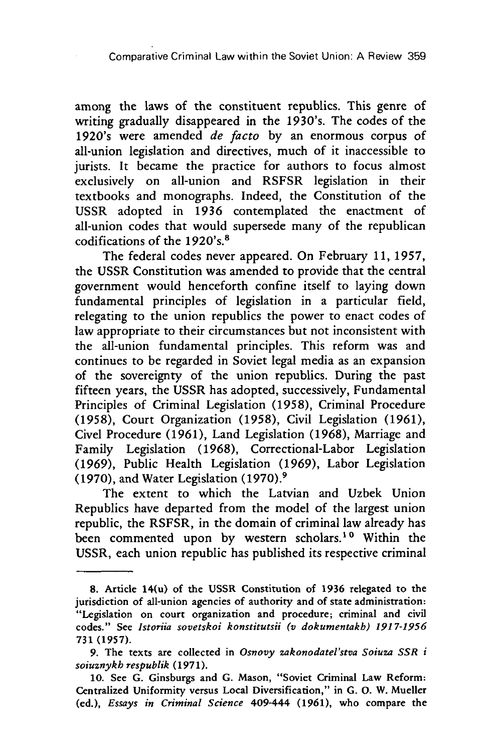among the laws of the constituent republics. This genre of writing gradually disappeared in the 1930's. The codes of the 1920's were amended *de facto* by an enormous corpus of all-union legislation and directives, much of it inaccessible to jurists. It became the practice for authors to focus almost exclusively on all-union and RSFSR legislation in their textbooks and monographs. Indeed, the Constitution of the USSR adopted in 1936 contemplated the enactment of all-union codes that would supersede many of the republican codifications of the 1920's.[8]

The federal codes never appeared. On February 11, 1957, the USSR Constitution was amended to provide that the central government would henceforth confine itself to laying down fundamental principles of legislation in a particular field, relegating to the union republics the power to enact codes of law appropriate to their circumstances but not inconsistent with the all-union fundamental principles. This reform was and continues to be regarded in Soviet legal media as an expansion of the sovereignty of the union republics. During the past fifteen years, the USSR has adopted, successively, Fundamental Principles of Criminal Legislation (1958), Criminal Procedure (1958), Court Organization (1958), Civil Legislation (1961), Civel Procedure (1961), Land Legislation (1968), Marriage and Family Legislation (1968), Correctional-Labor Legislation (1969), Public Health Legislation (1969), Labor Legislation (1970), and Water Legislation (1970).[9]

The extent to which the Latvian and Uzbek Union Republics have departed from the model of the largest union republic, the RSFSR, in the domain of criminal law already has been commented upon by western scholars.[10] Within the USSR, each union republic has published its respective criminal

---

8. Article 14(u) of the USSR Constitution of 1936 relegated to the jurisdiction of all-union agencies of authority and of state administration: "Legislation on court organization and procedure; criminal and civil codes." See *Istoriia sovetskoi konstitutsii (v dokumentakh) 1917-1956* 731 (1957).

9. The texts are collected in *Osnovy zakonodatel'stva Soiuza SSR i soiuznykh respublik* (1971).

10. See G. Ginsburgs and G. Mason, "Soviet Criminal Law Reform: Centralized Uniformity versus Local Diversification," in G. O. W. Mueller (ed.), *Essays in Criminal Science* 409-444 (1961), who compare the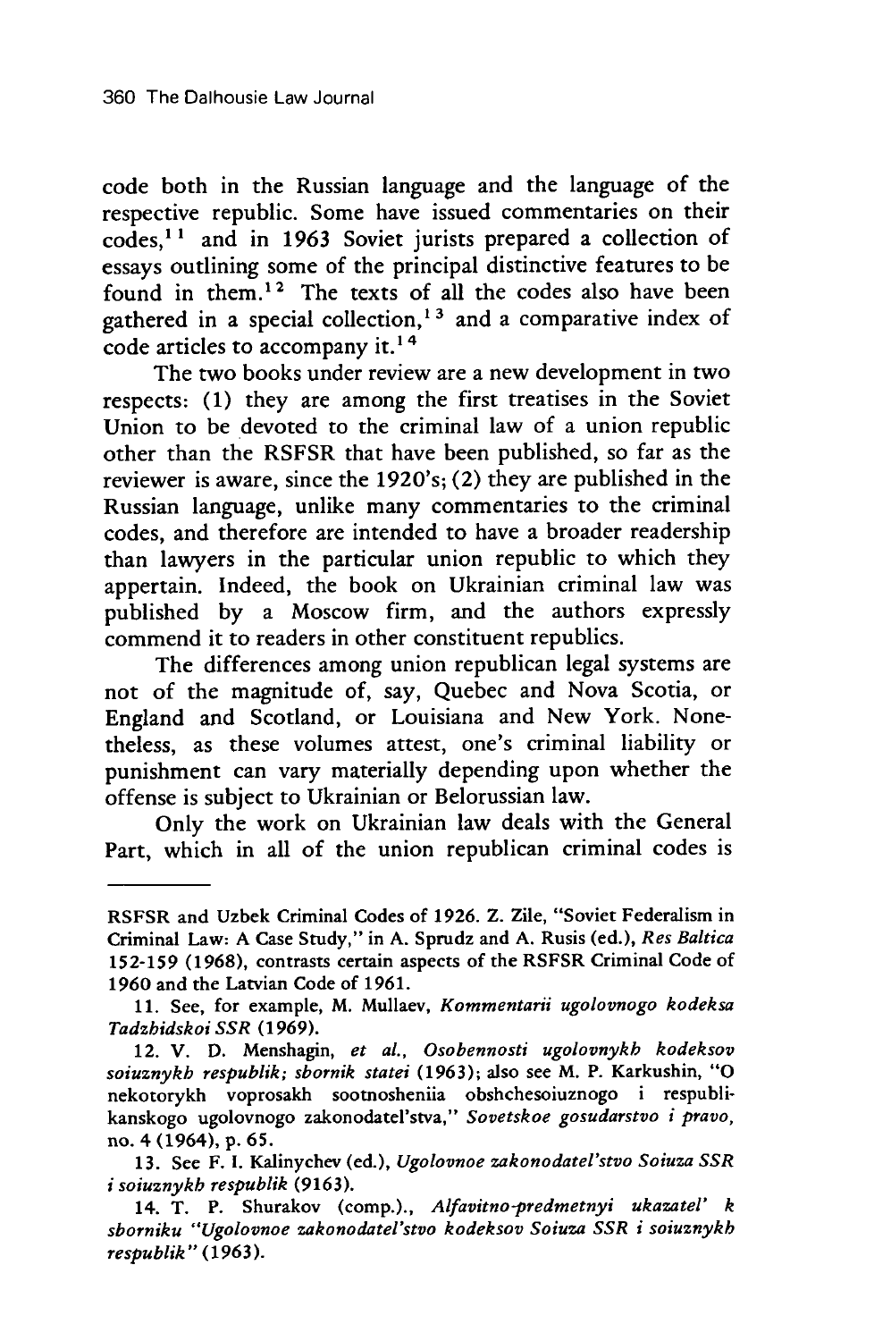code both in the Russian language and the language of the respective republic. Some have issued commentaries on their codes,[11] and in 1963 Soviet jurists prepared a collection of essays outlining some of the principal distinctive features to be found in them.[12] The texts of all the codes also have been gathered in a special collection,[13] and a comparative index of code articles to accompany it.[14]

The two books under review are a new development in two respects: (1) they are among the first treatises in the Soviet Union to be devoted to the criminal law of a union republic other than the RSFSR that have been published, so far as the reviewer is aware, since the 1920's; (2) they are published in the Russian language, unlike many commentaries to the criminal codes, and therefore are intended to have a broader readership than lawyers in the particular union republic to which they appertain. Indeed, the book on Ukrainian criminal law was published by a Moscow firm, and the authors expressly commend it to readers in other constituent republics.

The differences among union republican legal systems are not of the magnitude of, say, Quebec and Nova Scotia, or England and Scotland, or Louisiana and New York. Nonetheless, as these volumes attest, one's criminal liability or punishment can vary materially depending upon whether the offense is subject to Ukrainian or Belorussian law.

Only the work on Ukrainian law deals with the General Part, which in all of the union republican criminal codes is

---

RSFSR and Uzbek Criminal Codes of 1926. Z. Zile, "Soviet Federalism in Criminal Law: A Case Study," in A. Sprudz and A. Rusis (ed.), *Res Baltica* 152-159 (1968), contrasts certain aspects of the RSFSR Criminal Code of 1960 and the Latvian Code of 1961.

11. See, for example, M. Mullaev, *Kommentarii ugolovnogo kodeksa Tadzhidskoi SSR* (1969).

12. V. D. Menshagin, *et al.*, *Osobennosti ugolovnykh kodeksov soiuznykh respublik; sbornik statei* (1963); also see M. P. Karkushin, "O nekotorykh voprosakh sootnosheniia obshchesoiuznogo i respublikanskogo ugolovnogo zakonodatel'stva," *Sovetskoe gosudarstvo i pravo*, no. 4 (1964), p. 65.

13. See F. I. Kalinychev (ed.), *Ugolovnoe zakonodatel'stvo Soiuza SSR i soiuznykh respublik* (9163).

14. T. P. Shurakov (comp.)., *Alfavitno-predmetnyi ukazatel' k sborniku "Ugolovnoe zakonodatel'stvo kodeksov Soiuza SSR i soiuznykh respublik"* (1963).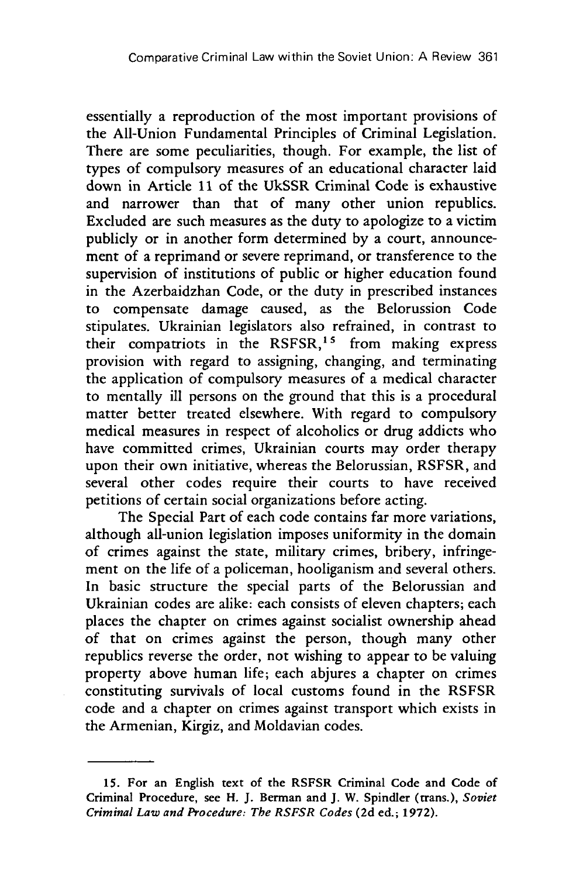essentially a reproduction of the most important provisions of the All-Union Fundamental Principles of Criminal Legislation. There are some peculiarities, though. For example, the list of types of compulsory measures of an educational character laid down in Article 11 of the UkSSR Criminal Code is exhaustive and narrower than that of many other union republics. Excluded are such measures as the duty to apologize to a victim publicly or in another form determined by a court, announcement of a reprimand or severe reprimand, or transference to the supervision of institutions of public or higher education found in the Azerbaidzhan Code, or the duty in prescribed instances to compensate damage caused, as the Belorussion Code stipulates. Ukrainian legislators also refrained, in contrast to their compatriots in the RSFSR,[15] from making express provision with regard to assigning, changing, and terminating the application of compulsory measures of a medical character to mentally ill persons on the ground that this is a procedural matter better treated elsewhere. With regard to compulsory medical measures in respect of alcoholics or drug addicts who have committed crimes, Ukrainian courts may order therapy upon their own initiative, whereas the Belorussian, RSFSR, and several other codes require their courts to have received petitions of certain social organizations before acting.

The Special Part of each code contains far more variations, although all-union legislation imposes uniformity in the domain of crimes against the state, military crimes, bribery, infringement on the life of a policeman, hooliganism and several others. In basic structure the special parts of the Belorussian and Ukrainian codes are alike: each consists of eleven chapters; each places the chapter on crimes against socialist ownership ahead of that on crimes against the person, though many other republics reverse the order, not wishing to appear to be valuing property above human life; each abjures a chapter on crimes constituting survivals of local customs found in the RSFSR code and a chapter on crimes against transport which exists in the Armenian, Kirgiz, and Moldavian codes.

---

15. For an English text of the RSFSR Criminal Code and Code of Criminal Procedure, see H. J. Berman and J. W. Spindler (trans.), *Soviet Criminal Law and Procedure: The RSFSR Codes* (2d ed.; 1972).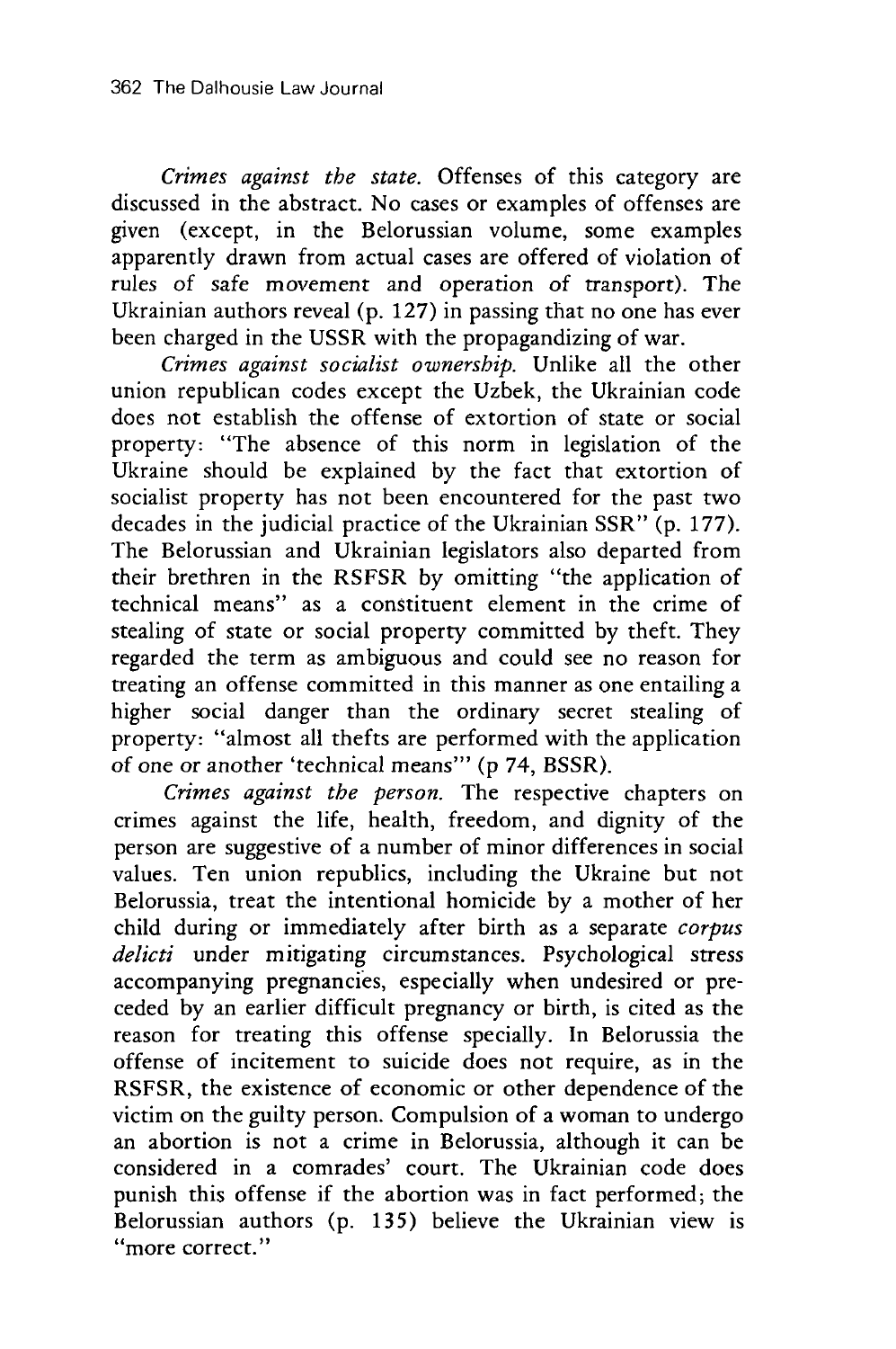*Crimes against the state.* Offenses of this category are discussed in the abstract. No cases or examples of offenses are given (except, in the Belorussian volume, some examples apparently drawn from actual cases are offered of violation of rules of safe movement and operation of transport). The Ukrainian authors reveal (p. 127) in passing that no one has ever been charged in the USSR with the propagandizing of war.

*Crimes against socialist ownership.* Unlike all the other union republican codes except the Uzbek, the Ukrainian code does not establish the offense of extortion of state or social property: "The absence of this norm in legislation of the Ukraine should be explained by the fact that extortion of socialist property has not been encountered for the past two decades in the judicial practice of the Ukrainian SSR" (p. 177). The Belorussian and Ukrainian legislators also departed from their brethren in the RSFSR by omitting "the application of technical means" as a constituent element in the crime of stealing of state or social property committed by theft. They regarded the term as ambiguous and could see no reason for treating an offense committed in this manner as one entailing a higher social danger than the ordinary secret stealing of property: "almost all thefts are performed with the application of one or another 'technical means'" (p 74, BSSR).

*Crimes against the person.* The respective chapters on crimes against the life, health, freedom, and dignity of the person are suggestive of a number of minor differences in social values. Ten union republics, including the Ukraine but not Belorussia, treat the intentional homicide by a mother of her child during or immediately after birth as a separate *corpus delicti* under mitigating circumstances. Psychological stress accompanying pregnancies, especially when undesired or preceded by an earlier difficult pregnancy or birth, is cited as the reason for treating this offense specially. In Belorussia the offense of incitement to suicide does not require, as in the RSFSR, the existence of economic or other dependence of the victim on the guilty person. Compulsion of a woman to undergo an abortion is not a crime in Belorussia, although it can be considered in a comrades' court. The Ukrainian code does punish this offense if the abortion was in fact performed; the Belorussian authors (p. 135) believe the Ukrainian view is "more correct."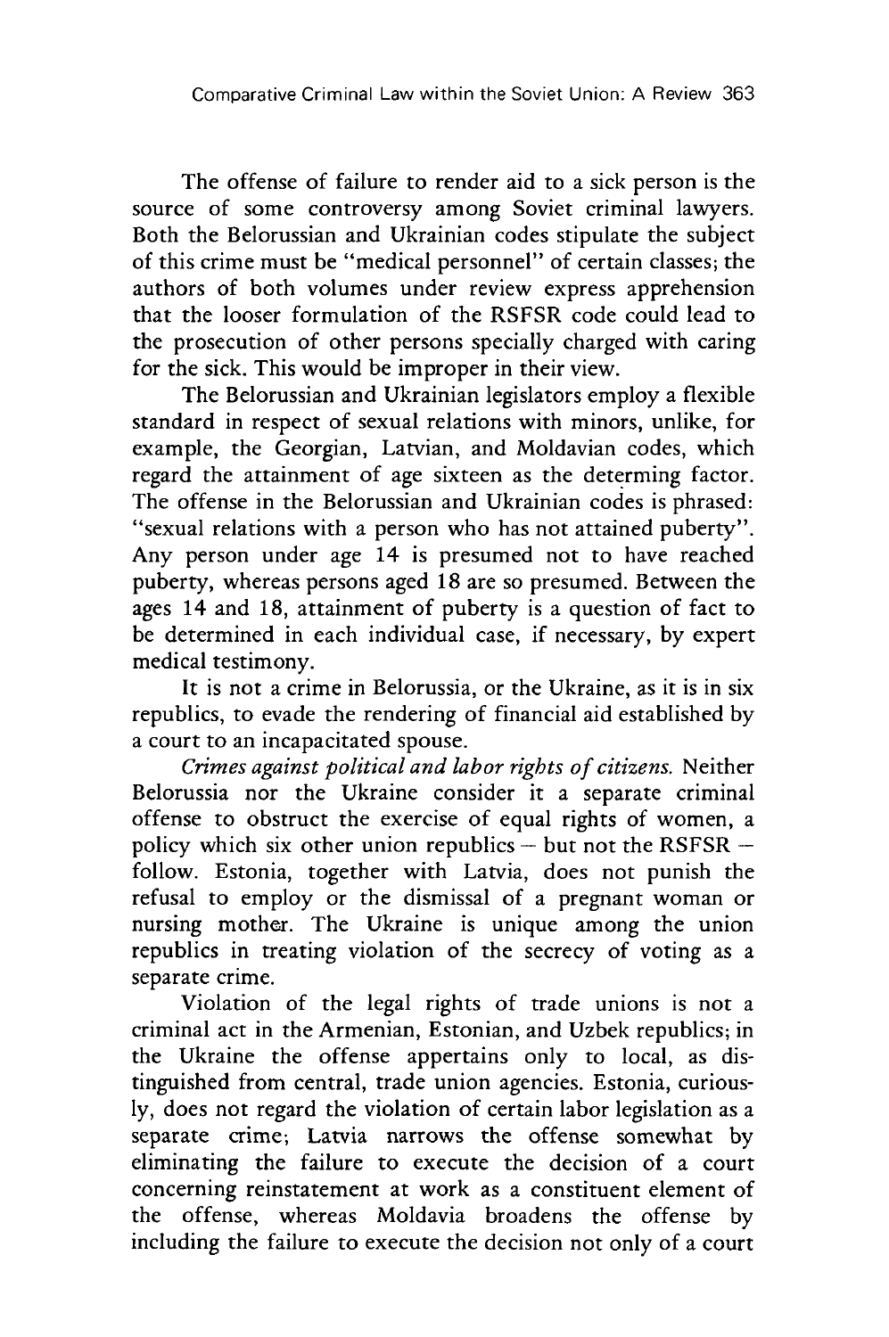The offense of failure to render aid to a sick person is the source of some controversy among Soviet criminal lawyers. Both the Belorussian and Ukrainian codes stipulate the subject of this crime must be "medical personnel" of certain classes; the authors of both volumes under review express apprehension that the looser formulation of the RSFSR code could lead to the prosecution of other persons specially charged with caring for the sick. This would be improper in their view.

The Belorussian and Ukrainian legislators employ a flexible standard in respect of sexual relations with minors, unlike, for example, the Georgian, Latvian, and Moldavian codes, which regard the attainment of age sixteen as the determing factor. The offense in the Belorussian and Ukrainian codes is phrased: "sexual relations with a person who has not attained puberty". Any person under age 14 is presumed not to have reached puberty, whereas persons aged 18 are so presumed. Between the ages 14 and 18, attainment of puberty is a question of fact to be determined in each individual case, if necessary, by expert medical testimony.

It is not a crime in Belorussia, or the Ukraine, as it is in six republics, to evade the rendering of financial aid established by a court to an incapacitated spouse.

*Crimes against political and labor rights of citizens.* Neither Belorussia nor the Ukraine consider it a separate criminal offense to obstruct the exercise of equal rights of women, a policy which six other union republics – but not the RSFSR – follow. Estonia, together with Latvia, does not punish the refusal to employ or the dismissal of a pregnant woman or nursing mother. The Ukraine is unique among the union republics in treating violation of the secrecy of voting as a separate crime.

Violation of the legal rights of trade unions is not a criminal act in the Armenian, Estonian, and Uzbek republics; in the Ukraine the offense appertains only to local, as distinguished from central, trade union agencies. Estonia, curiously, does not regard the violation of certain labor legislation as a separate crime; Latvia narrows the offense somewhat by eliminating the failure to execute the decision of a court concerning reinstatement at work as a constituent element of the offense, whereas Moldavia broadens the offense by including the failure to execute the decision not only of a court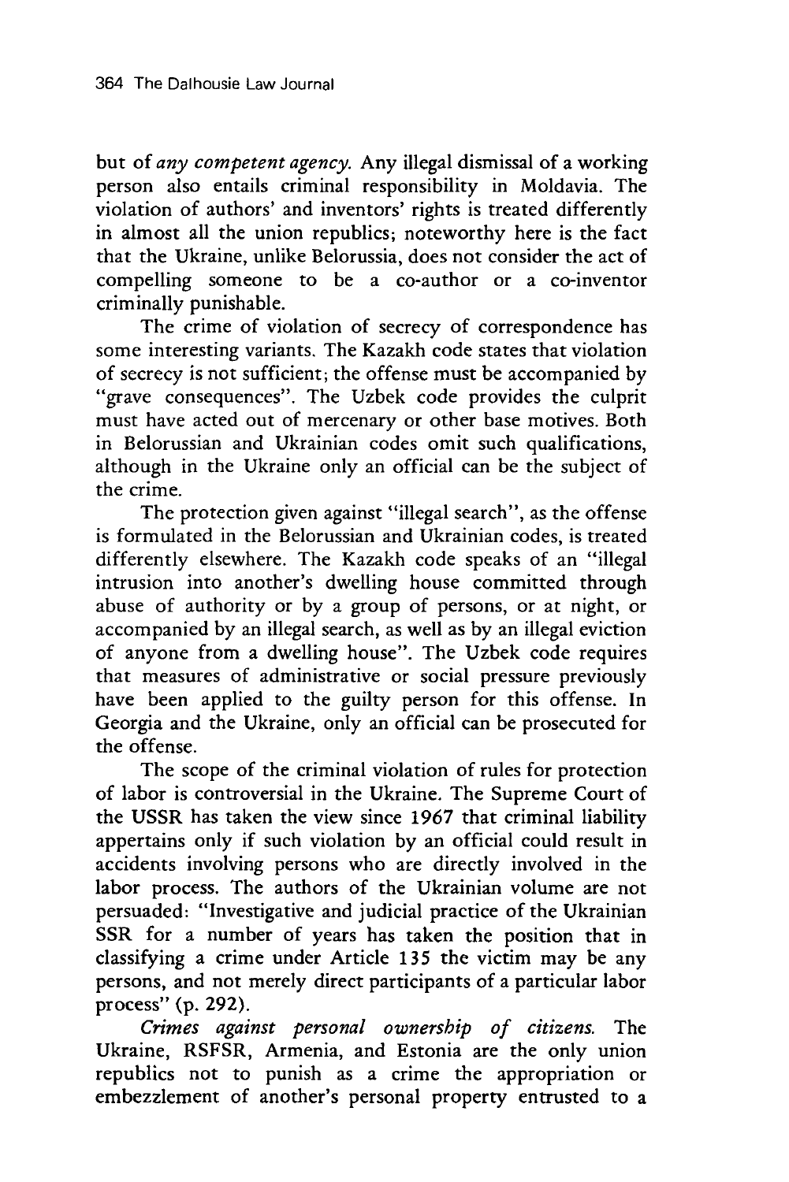but of *any competent agency.* Any illegal dismissal of a working person also entails criminal responsibility in Moldavia. The violation of authors' and inventors' rights is treated differently in almost all the union republics; noteworthy here is the fact that the Ukraine, unlike Belorussia, does not consider the act of compelling someone to be a co-author or a co-inventor criminally punishable.

The crime of violation of secrecy of correspondence has some interesting variants. The Kazakh code states that violation of secrecy is not sufficient; the offense must be accompanied by "grave consequences". The Uzbek code provides the culprit must have acted out of mercenary or other base motives. Both in Belorussian and Ukrainian codes omit such qualifications, although in the Ukraine only an official can be the subject of the crime.

The protection given against "illegal search", as the offense is formulated in the Belorussian and Ukrainian codes, is treated differently elsewhere. The Kazakh code speaks of an "illegal intrusion into another's dwelling house committed through abuse of authority or by a group of persons, or at night, or accompanied by an illegal search, as well as by an illegal eviction of anyone from a dwelling house". The Uzbek code requires that measures of administrative or social pressure previously have been applied to the guilty person for this offense. In Georgia and the Ukraine, only an official can be prosecuted for the offense.

The scope of the criminal violation of rules for protection of labor is controversial in the Ukraine. The Supreme Court of the USSR has taken the view since 1967 that criminal liability appertains only if such violation by an official could result in accidents involving persons who are directly involved in the labor process. The authors of the Ukrainian volume are not persuaded: "Investigative and judicial practice of the Ukrainian SSR for a number of years has taken the position that in classifying a crime under Article 135 the victim may be any persons, and not merely direct participants of a particular labor process" (p. 292).

*Crimes against personal ownership of citizens.* The Ukraine, RSFSR, Armenia, and Estonia are the only union republics not to punish as a crime the appropriation or embezzlement of another's personal property entrusted to a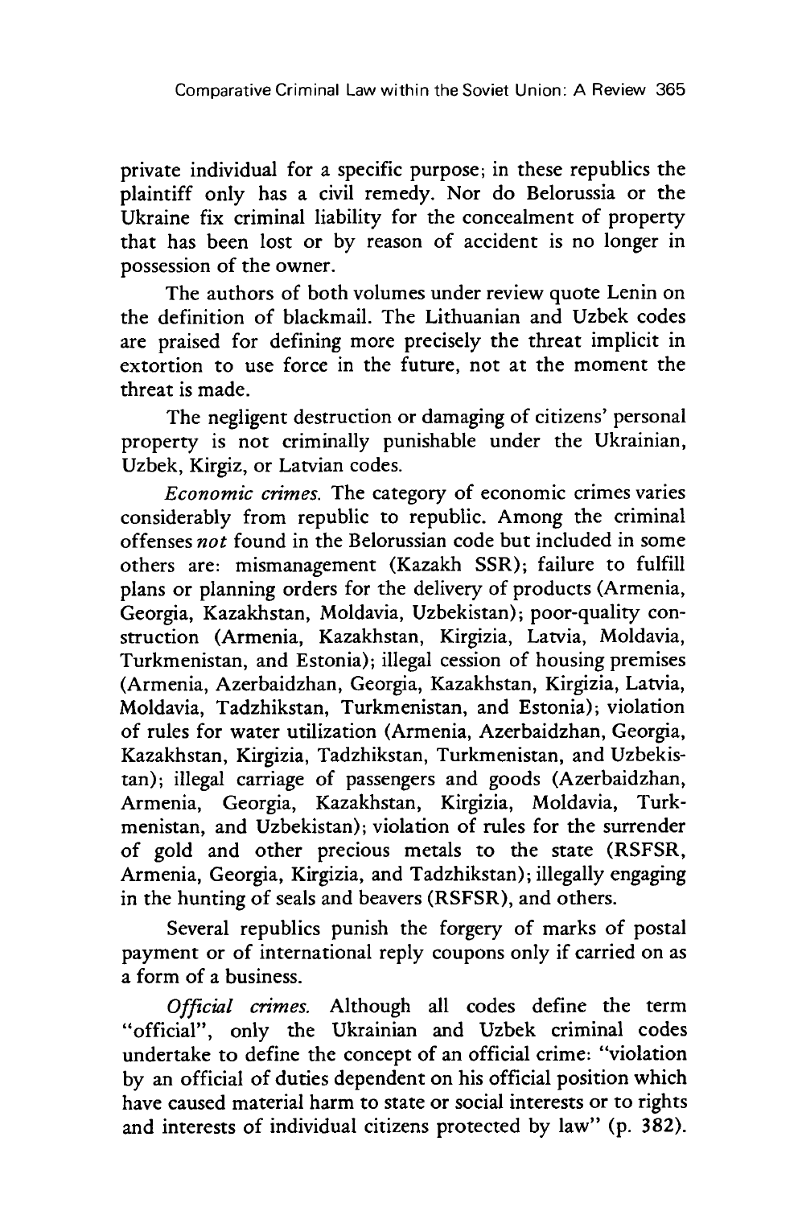private individual for a specific purpose; in these republics the plaintiff only has a civil remedy. Nor do Belorussia or the Ukraine fix criminal liability for the concealment of property that has been lost or by reason of accident is no longer in possession of the owner.

The authors of both volumes under review quote Lenin on the definition of blackmail. The Lithuanian and Uzbek codes are praised for defining more precisely the threat implicit in extortion to use force in the future, not at the moment the threat is made.

The negligent destruction or damaging of citizens' personal property is not criminally punishable under the Ukrainian, Uzbek, Kirgiz, or Latvian codes.

*Economic crimes.* The category of economic crimes varies considerably from republic to republic. Among the criminal offenses *not* found in the Belorussian code but included in some others are: mismanagement (Kazakh SSR); failure to fulfill plans or planning orders for the delivery of products (Armenia, Georgia, Kazakhstan, Moldavia, Uzbekistan); poor-quality construction (Armenia, Kazakhstan, Kirgizia, Latvia, Moldavia, Turkmenistan, and Estonia); illegal cession of housing premises (Armenia, Azerbaidzhan, Georgia, Kazakhstan, Kirgizia, Latvia, Moldavia, Tadzhikstan, Turkmenistan, and Estonia); violation of rules for water utilization (Armenia, Azerbaidzhan, Georgia, Kazakhstan, Kirgizia, Tadzhikstan, Turkmenistan, and Uzbekistan); illegal carriage of passengers and goods (Azerbaidzhan, Armenia, Georgia, Kazakhstan, Kirgizia, Moldavia, Turkmenistan, and Uzbekistan); violation of rules for the surrender of gold and other precious metals to the state (RSFSR, Armenia, Georgia, Kirgizia, and Tadzhikstan); illegally engaging in the hunting of seals and beavers (RSFSR), and others.

Several republics punish the forgery of marks of postal payment or of international reply coupons only if carried on as a form of a business.

*Official crimes.* Although all codes define the term "official", only the Ukrainian and Uzbek criminal codes undertake to define the concept of an official crime: "violation by an official of duties dependent on his official position which have caused material harm to state or social interests or to rights and interests of individual citizens protected by law" (p. 382).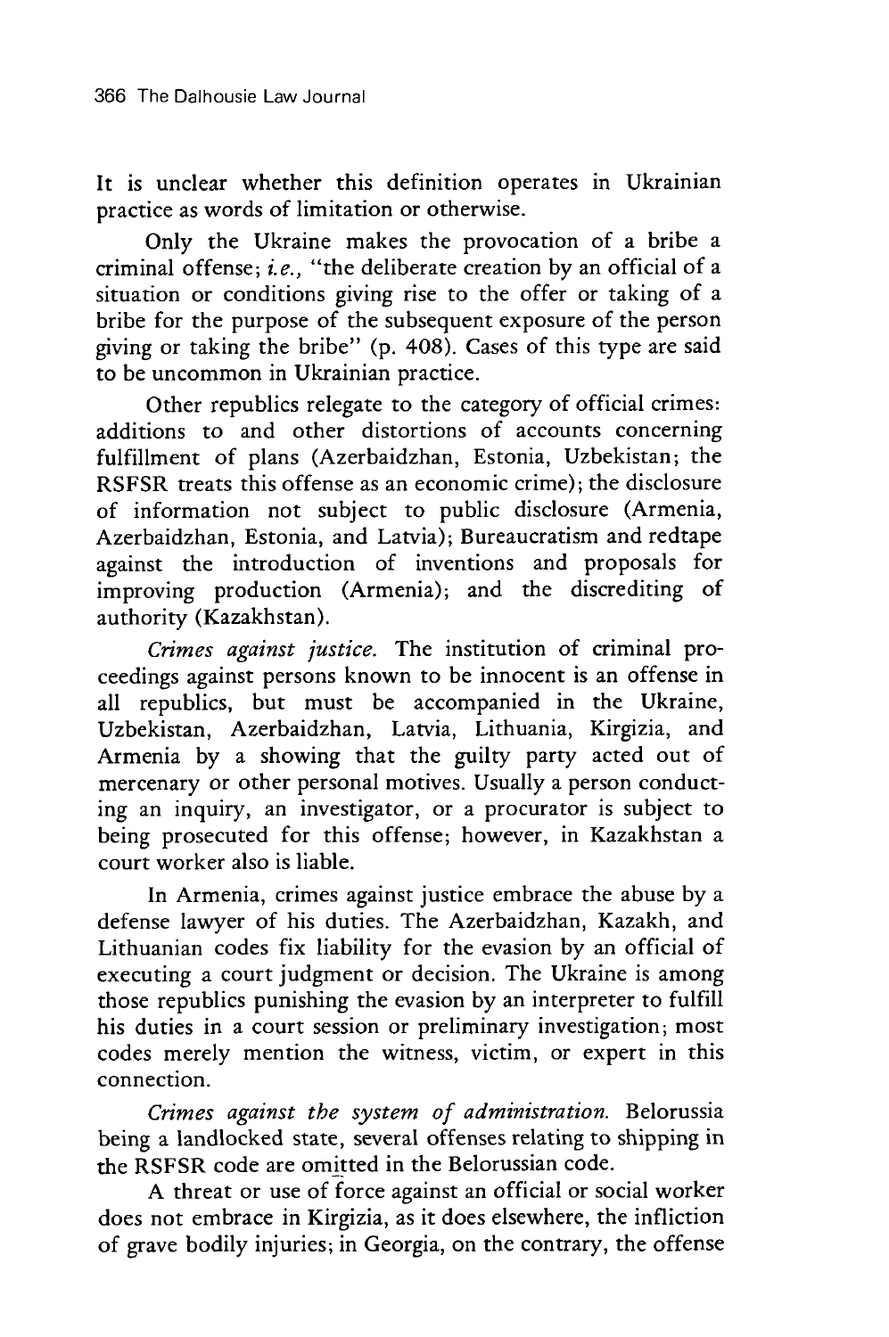It is unclear whether this definition operates in Ukrainian practice as words of limitation or otherwise.

Only the Ukraine makes the provocation of a bribe a criminal offense; *i.e.*, "the deliberate creation by an official of a situation or conditions giving rise to the offer or taking of a bribe for the purpose of the subsequent exposure of the person giving or taking the bribe" (p. 408). Cases of this type are said to be uncommon in Ukrainian practice.

Other republics relegate to the category of official crimes: additions to and other distortions of accounts concerning fulfillment of plans (Azerbaidzhan, Estonia, Uzbekistan; the RSFSR treats this offense as an economic crime); the disclosure of information not subject to public disclosure (Armenia, Azerbaidzhan, Estonia, and Latvia); Bureaucratism and redtape against the introduction of inventions and proposals for improving production (Armenia); and the discrediting of authority (Kazakhstan).

*Crimes against justice.* The institution of criminal proceedings against persons known to be innocent is an offense in all republics, but must be accompanied in the Ukraine, Uzbekistan, Azerbaidzhan, Latvia, Lithuania, Kirgizia, and Armenia by a showing that the guilty party acted out of mercenary or other personal motives. Usually a person conducting an inquiry, an investigator, or a procurator is subject to being prosecuted for this offense; however, in Kazakhstan a court worker also is liable.

In Armenia, crimes against justice embrace the abuse by a defense lawyer of his duties. The Azerbaidzhan, Kazakh, and Lithuanian codes fix liability for the evasion by an official of executing a court judgment or decision. The Ukraine is among those republics punishing the evasion by an interpreter to fulfill his duties in a court session or preliminary investigation; most codes merely mention the witness, victim, or expert in this connection.

*Crimes against the system of administration.* Belorussia being a landlocked state, several offenses relating to shipping in the RSFSR code are omitted in the Belorussian code.

A threat or use of force against an official or social worker does not embrace in Kirgizia, as it does elsewhere, the infliction of grave bodily injuries; in Georgia, on the contrary, the offense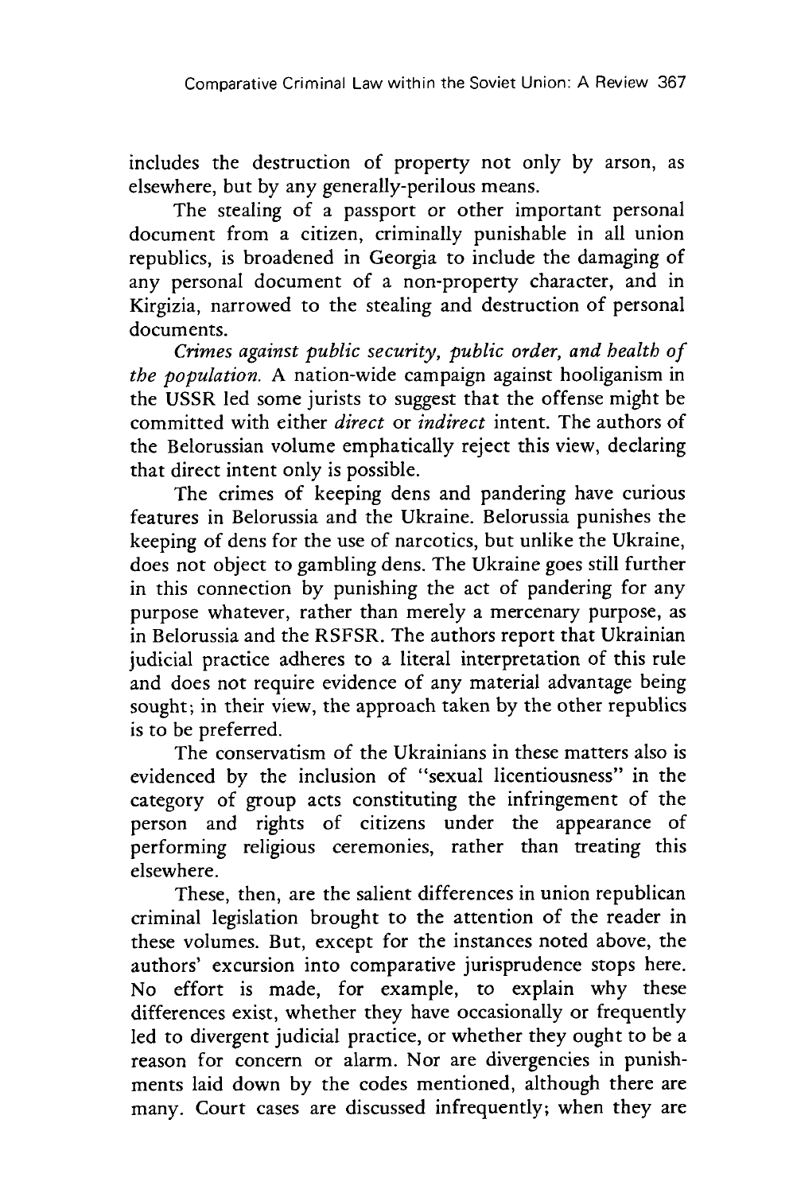includes the destruction of property not only by arson, as elsewhere, but by any generally-perilous means.

The stealing of a passport or other important personal document from a citizen, criminally punishable in all union republics, is broadened in Georgia to include the damaging of any personal document of a non-property character, and in Kirgizia, narrowed to the stealing and destruction of personal documents.

*Crimes against public security, public order, and health of the population.* A nation-wide campaign against hooliganism in the USSR led some jurists to suggest that the offense might be committed with either *direct* or *indirect* intent. The authors of the Belorussian volume emphatically reject this view, declaring that direct intent only is possible.

The crimes of keeping dens and pandering have curious features in Belorussia and the Ukraine. Belorussia punishes the keeping of dens for the use of narcotics, but unlike the Ukraine, does not object to gambling dens. The Ukraine goes still further in this connection by punishing the act of pandering for any purpose whatever, rather than merely a mercenary purpose, as in Belorussia and the RSFSR. The authors report that Ukrainian judicial practice adheres to a literal interpretation of this rule and does not require evidence of any material advantage being sought; in their view, the approach taken by the other republics is to be preferred.

The conservatism of the Ukrainians in these matters also is evidenced by the inclusion of "sexual licentiousness" in the category of group acts constituting the infringement of the person and rights of citizens under the appearance of performing religious ceremonies, rather than treating this elsewhere.

These, then, are the salient differences in union republican criminal legislation brought to the attention of the reader in these volumes. But, except for the instances noted above, the authors' excursion into comparative jurisprudence stops here. No effort is made, for example, to explain why these differences exist, whether they have occasionally or frequently led to divergent judicial practice, or whether they ought to be a reason for concern or alarm. Nor are divergencies in punishments laid down by the codes mentioned, although there are many. Court cases are discussed infrequently; when they are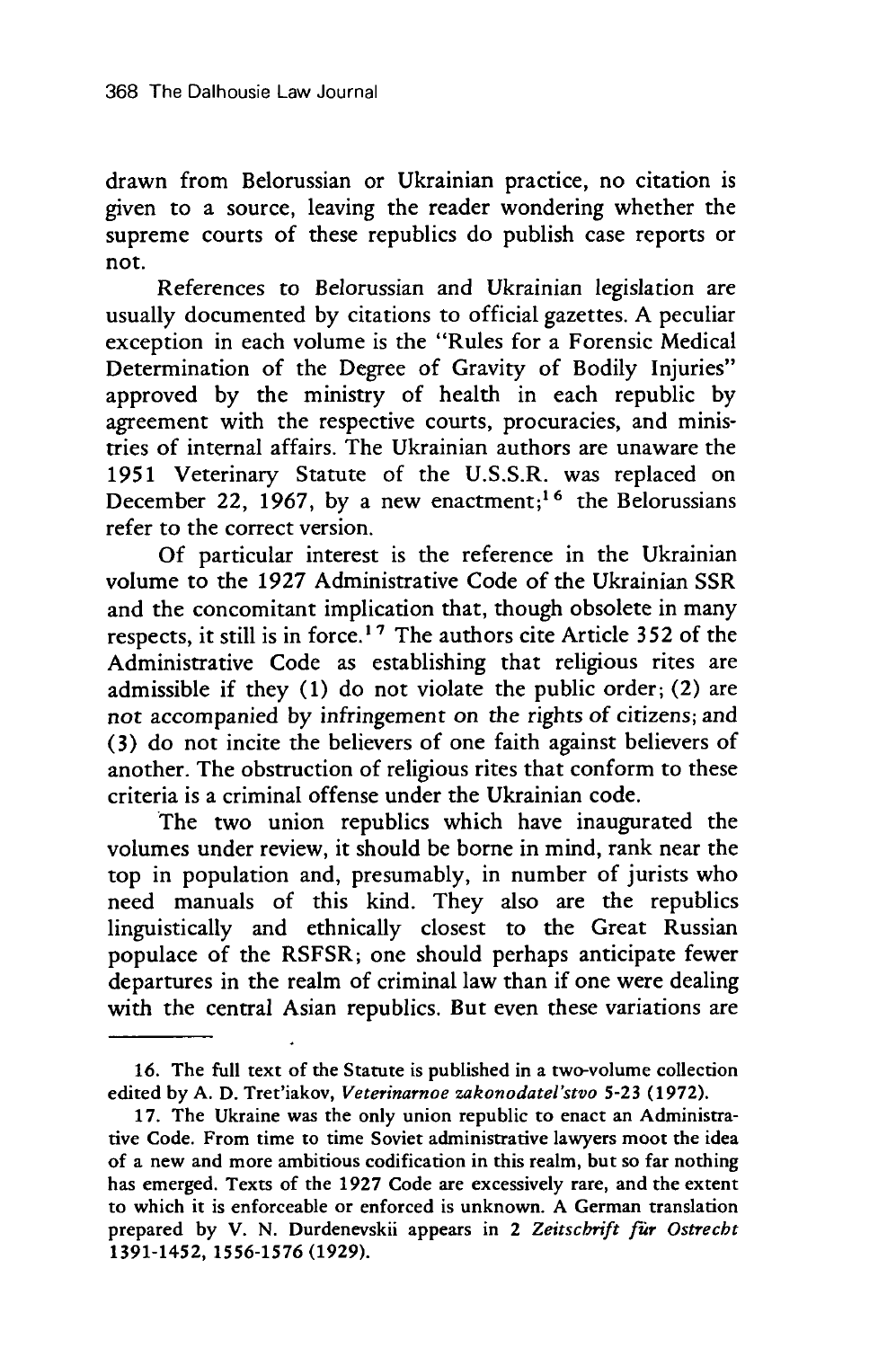drawn from Belorussian or Ukrainian practice, no citation is given to a source, leaving the reader wondering whether the supreme courts of these republics do publish case reports or not.

References to Belorussian and Ukrainian legislation are usually documented by citations to official gazettes. A peculiar exception in each volume is the "Rules for a Forensic Medical Determination of the Degree of Gravity of Bodily Injuries" approved by the ministry of health in each republic by agreement with the respective courts, procuracies, and ministries of internal affairs. The Ukrainian authors are unaware the 1951 Veterinary Statute of the U.S.S.R. was replaced on December 22, 1967, by a new enactment;[16] the Belorussians refer to the correct version.

Of particular interest is the reference in the Ukrainian volume to the 1927 Administrative Code of the Ukrainian SSR and the concomitant implication that, though obsolete in many respects, it still is in force.[17] The authors cite Article 352 of the Administrative Code as establishing that religious rites are admissible if they (1) do not violate the public order; (2) are not accompanied by infringement on the rights of citizens; and (3) do not incite the believers of one faith against believers of another. The obstruction of religious rites that conform to these criteria is a criminal offense under the Ukrainian code.

The two union republics which have inaugurated the volumes under review, it should be borne in mind, rank near the top in population and, presumably, in number of jurists who need manuals of this kind. They also are the republics linguistically and ethnically closest to the Great Russian populace of the RSFSR; one should perhaps anticipate fewer departures in the realm of criminal law than if one were dealing with the central Asian republics. But even these variations are

---

16. The full text of the Statute is published in a two-volume collection edited by A. D. Tret'iakov, *Veterinarnoe zakonodatel'stvo* 5-23 (1972).

17. The Ukraine was the only union republic to enact an Administrative Code. From time to time Soviet administrative lawyers moot the idea of a new and more ambitious codification in this realm, but so far nothing has emerged. Texts of the 1927 Code are excessively rare, and the extent to which it is enforceable or enforced is unknown. A German translation prepared by V. N. Durdenevskii appears in 2 *Zeitschrift für Ostrecht* 1391-1452, 1556-1576 (1929).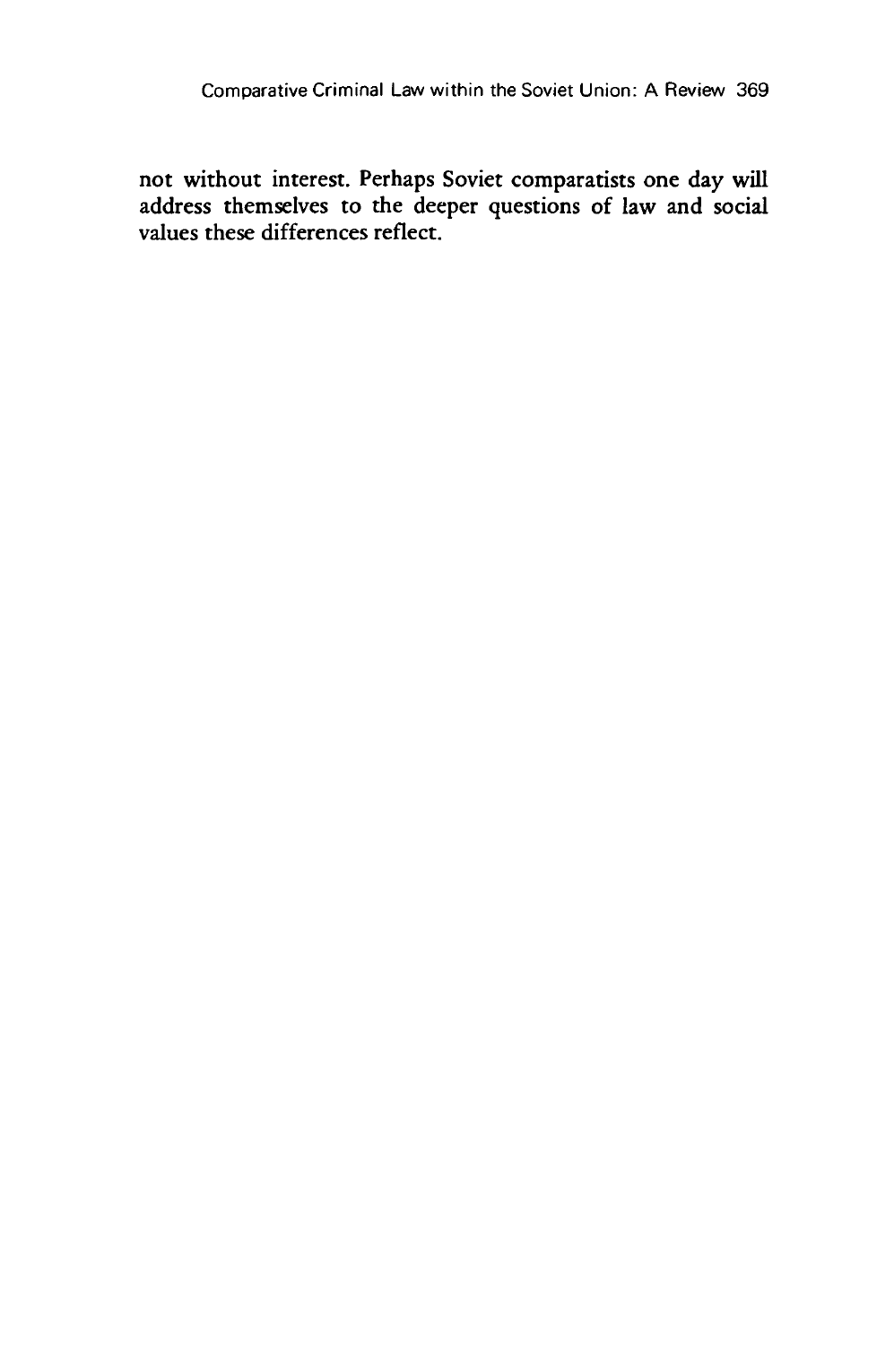not without interest. Perhaps Soviet comparatists one day will address themselves to the deeper questions of law and social values these differences reflect.